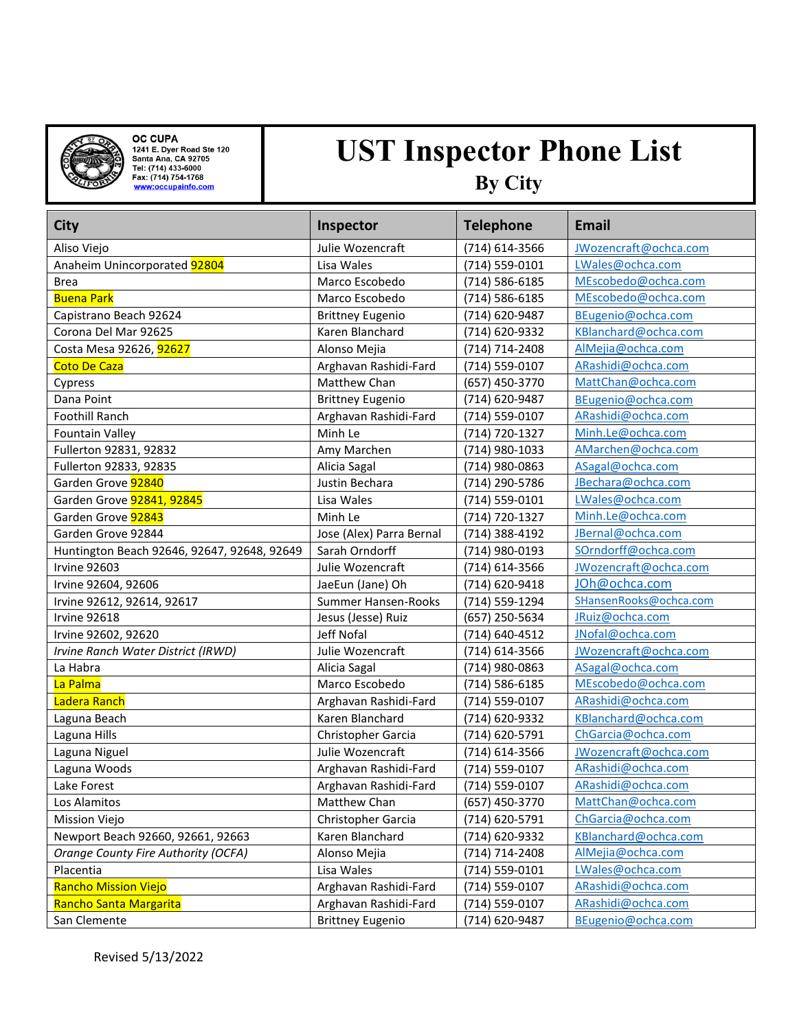OC CUPA
1241 E. Dyer Road Ste 120
Santa Ana, CA 92705
Tel: (714) 433-6000
Fax: (714) 754-1768
www.occupainfo.com

# UST Inspector Phone List

## By City

| City | Inspector | Telephone | Email |
|---|---|---|---|
| Aliso Viejo | Julie Wozencraft | (714) 614-3566 | JWozencraft@ochca.com |
| Anaheim Unincorporated 92804 | Lisa Wales | (714) 559-0101 | LWales@ochca.com |
| Brea | Marco Escobedo | (714) 586-6185 | MEscobedo@ochca.com |
| Buena Park | Marco Escobedo | (714) 586-6185 | MEscobedo@ochca.com |
| Capistrano Beach 92624 | Brittney Eugenio | (714) 620-9487 | BEugenio@ochca.com |
| Corona Del Mar 92625 | Karen Blanchard | (714) 620-9332 | KBlanchard@ochca.com |
| Costa Mesa 92626, 92627 | Alonso Mejia | (714) 714-2408 | AlMejia@ochca.com |
| Coto De Caza | Arghavan Rashidi-Fard | (714) 559-0107 | ARashidi@ochca.com |
| Cypress | Matthew Chan | (657) 450-3770 | MattChan@ochca.com |
| Dana Point | Brittney Eugenio | (714) 620-9487 | BEugenio@ochca.com |
| Foothill Ranch | Arghavan Rashidi-Fard | (714) 559-0107 | ARashidi@ochca.com |
| Fountain Valley | Minh Le | (714) 720-1327 | Minh.Le@ochca.com |
| Fullerton 92831, 92832 | Amy Marchen | (714) 980-1033 | AMarchen@ochca.com |
| Fullerton 92833, 92835 | Alicia Sagal | (714) 980-0863 | ASagal@ochca.com |
| Garden Grove 92840 | Justin Bechara | (714) 290-5786 | JBechara@ochca.com |
| Garden Grove 92841, 92845 | Lisa Wales | (714) 559-0101 | LWales@ochca.com |
| Garden Grove 92843 | Minh Le | (714) 720-1327 | Minh.Le@ochca.com |
| Garden Grove 92844 | Jose (Alex) Parra Bernal | (714) 388-4192 | JBernal@ochca.com |
| Huntington Beach 92646, 92647, 92648, 92649 | Sarah Orndorff | (714) 980-0193 | SOrndorff@ochca.com |
| Irvine 92603 | Julie Wozencraft | (714) 614-3566 | JWozencraft@ochca.com |
| Irvine 92604, 92606 | JaeEun (Jane) Oh | (714) 620-9418 | JOh@ochca.com |
| Irvine 92612, 92614, 92617 | Summer Hansen-Rooks | (714) 559-1294 | SHansenRooks@ochca.com |
| Irvine 92618 | Jesus (Jesse) Ruiz | (657) 250-5634 | JRuiz@ochca.com |
| Irvine 92602, 92620 | Jeff Nofal | (714) 640-4512 | JNofal@ochca.com |
| *Irvine Ranch Water District (IRWD)* | Julie Wozencraft | (714) 614-3566 | JWozencraft@ochca.com |
| La Habra | Alicia Sagal | (714) 980-0863 | ASagal@ochca.com |
| La Palma | Marco Escobedo | (714) 586-6185 | MEscobedo@ochca.com |
| Ladera Ranch | Arghavan Rashidi-Fard | (714) 559-0107 | ARashidi@ochca.com |
| Laguna Beach | Karen Blanchard | (714) 620-9332 | KBlanchard@ochca.com |
| Laguna Hills | Christopher Garcia | (714) 620-5791 | ChGarcia@ochca.com |
| Laguna Niguel | Julie Wozencraft | (714) 614-3566 | JWozencraft@ochca.com |
| Laguna Woods | Arghavan Rashidi-Fard | (714) 559-0107 | ARashidi@ochca.com |
| Lake Forest | Arghavan Rashidi-Fard | (714) 559-0107 | ARashidi@ochca.com |
| Los Alamitos | Matthew Chan | (657) 450-3770 | MattChan@ochca.com |
| Mission Viejo | Christopher Garcia | (714) 620-5791 | ChGarcia@ochca.com |
| Newport Beach 92660, 92661, 92663 | Karen Blanchard | (714) 620-9332 | KBlanchard@ochca.com |
| *Orange County Fire Authority (OCFA)* | Alonso Mejia | (714) 714-2408 | AlMejia@ochca.com |
| Placentia | Lisa Wales | (714) 559-0101 | LWales@ochca.com |
| Rancho Mission Viejo | Arghavan Rashidi-Fard | (714) 559-0107 | ARashidi@ochca.com |
| Rancho Santa Margarita | Arghavan Rashidi-Fard | (714) 559-0107 | ARashidi@ochca.com |
| San Clemente | Brittney Eugenio | (714) 620-9487 | BEugenio@ochca.com |

Revised 5/13/2022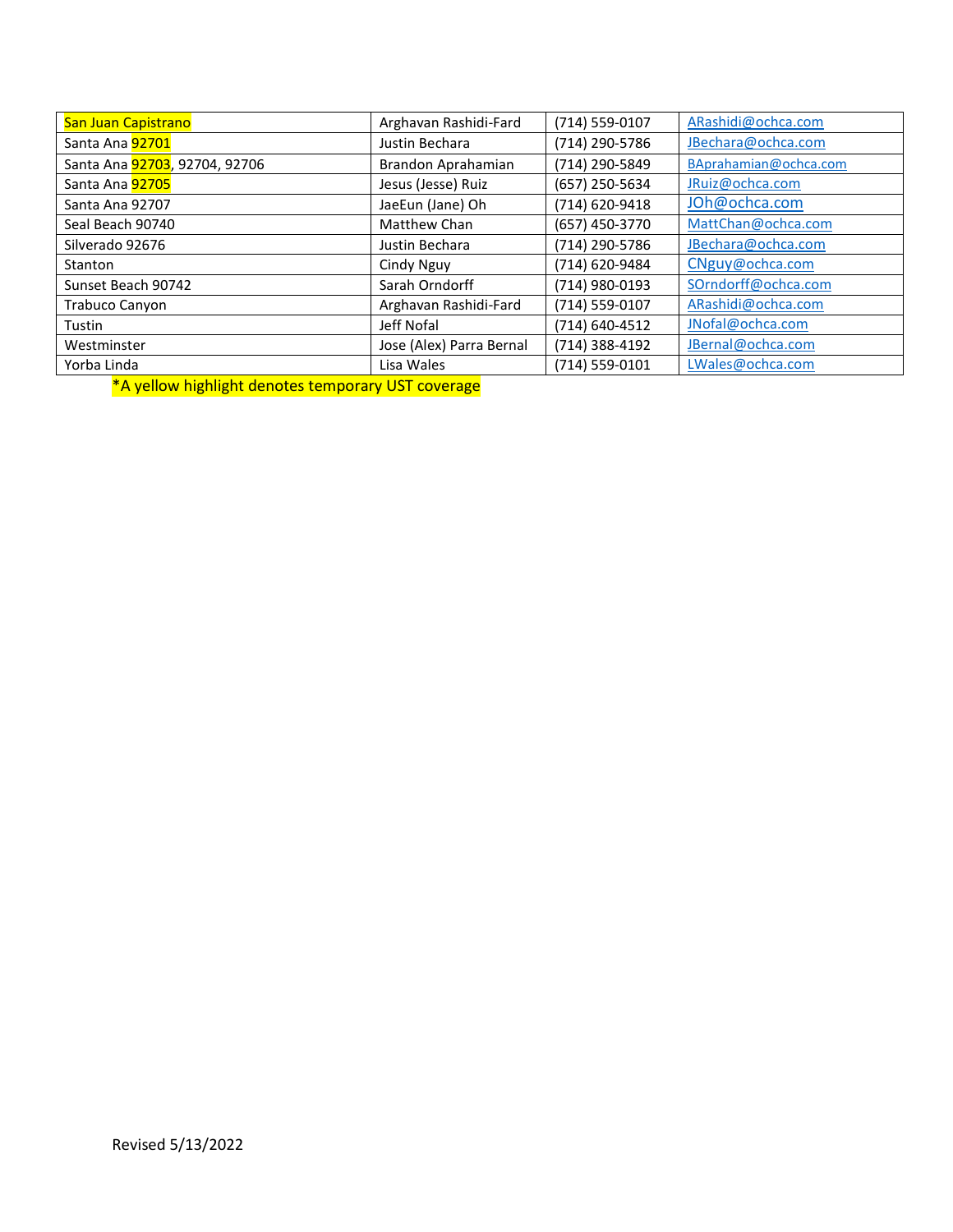| | | | |
|---|---|---|---|
| San Juan Capistrano | Arghavan Rashidi-Fard | (714) 559-0107 | ARashidi@ochca.com |
| Santa Ana 92701 | Justin Bechara | (714) 290-5786 | JBechara@ochca.com |
| Santa Ana 92703, 92704, 92706 | Brandon Aprahamian | (714) 290-5849 | BAprahamian@ochca.com |
| Santa Ana 92705 | Jesus (Jesse) Ruiz | (657) 250-5634 | JRuiz@ochca.com |
| Santa Ana 92707 | JaeEun (Jane) Oh | (714) 620-9418 | JOh@ochca.com |
| Seal Beach 90740 | Matthew Chan | (657) 450-3770 | MattChan@ochca.com |
| Silverado 92676 | Justin Bechara | (714) 290-5786 | JBechara@ochca.com |
| Stanton | Cindy Nguy | (714) 620-9484 | CNguy@ochca.com |
| Sunset Beach 90742 | Sarah Orndorff | (714) 980-0193 | SOrndorff@ochca.com |
| Trabuco Canyon | Arghavan Rashidi-Fard | (714) 559-0107 | ARashidi@ochca.com |
| Tustin | Jeff Nofal | (714) 640-4512 | JNofal@ochca.com |
| Westminster | Jose (Alex) Parra Bernal | (714) 388-4192 | JBernal@ochca.com |
| Yorba Linda | Lisa Wales | (714) 559-0101 | LWales@ochca.com |

*A yellow highlight denotes temporary UST coverage

Revised 5/13/2022